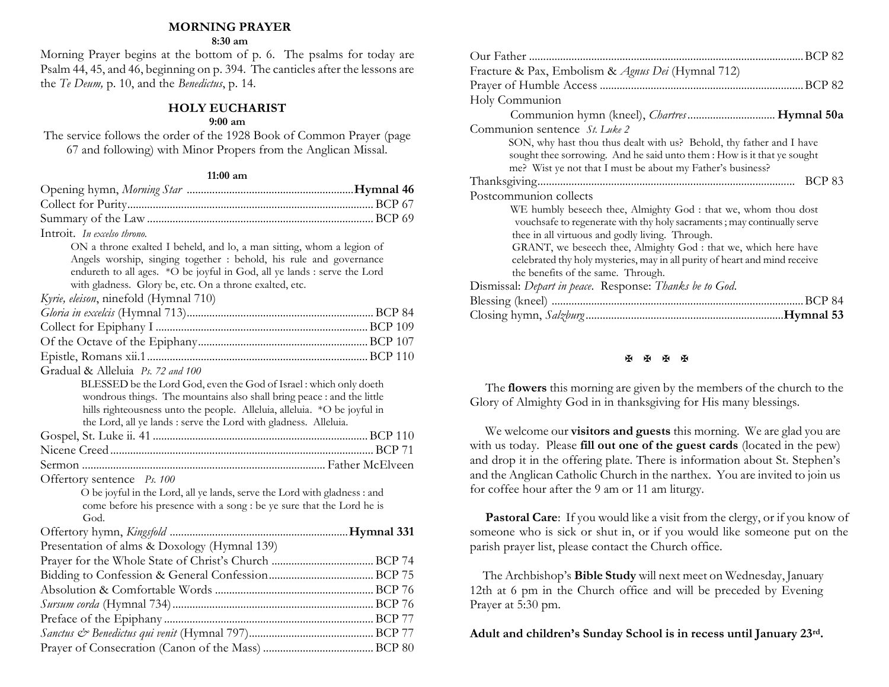## MORNING PRAYER

**8:30 am**

Morning Prayer begins at the bottom of p. 6. The psalms for today are Psalm 44, 45, and 46, beginning on p. 394. The canticles after the lessons are the *Te Deum,* p. 10, and the *Benedictus*, p. 14.

## HOLY EUCHARIST

**9:00 am**

The service follows the order of the 1928 Book of Common Prayer (page 67 and following) with Minor Propers from the Anglican Missal.

**11:00 am**

Opening hymn, *Morning Star* .......... **Hymnal 46**

Collect for Purity .......... BCP 67

Summary of the Law .......... BCP 69

Introit. *In excelso throno.*

> ON a throne exalted I beheld, and lo, a man sitting, whom a legion of Angels worship, singing together : behold, his rule and governance endureth to all ages. *O be joyful in God, all ye lands : serve the Lord with gladness. Glory be, etc. On a throne exalted, etc.

*Kyrie, eleison*, ninefold (Hymnal 710)

*Gloria in excelsis* (Hymnal 713) .......... BCP 84

Collect for Epiphany I .......... BCP 109

Of the Octave of the Epiphany .......... BCP 107

Epistle, Romans xii.1 .......... BCP 110

Gradual & Alleluia *Ps. 72 and 100*

> BLESSED be the Lord God, even the God of Israel : which only doeth wondrous things. The mountains also shall bring peace : and the little hills righteousness unto the people. Alleluia, alleluia. *O be joyful in the Lord, all ye lands : serve the Lord with gladness. Alleluia.

Gospel, St. Luke ii. 41 .......... BCP 110

Nicene Creed .......... BCP 71

Sermon .......... Father McElveen

Offertory sentence *Ps. 100*

> O be joyful in the Lord, all ye lands, serve the Lord with gladness : and come before his presence with a song : be ye sure that the Lord he is God.

Offertory hymn, *Kingsfold* .......... **Hymnal 331**

Presentation of alms & Doxology (Hymnal 139)

Prayer for the Whole State of Christ's Church .......... BCP 74

Bidding to Confession & General Confession .......... BCP 75

Absolution & Comfortable Words .......... BCP 76

*Sursum corda* (Hymnal 734) .......... BCP 76

Preface of the Epiphany .......... BCP 77

*Sanctus & Benedictus qui venit* (Hymnal 797) .......... BCP 77

Prayer of Consecration (Canon of the Mass) .......... BCP 80

Our Father .......... BCP 82

Fracture & Pax, Embolism & *Agnus Dei* (Hymnal 712)

Prayer of Humble Access .......... BCP 82

Holy Communion

> Communion hymn (kneel), *Chartres* .......... **Hymnal 50a**

Communion sentence *St. Luke 2*

> SON, why hast thou thus dealt with us? Behold, thy father and I have sought thee sorrowing. And he said unto them : How is it that ye sought me? Wist ye not that I must be about my Father's business?

Thanksgiving .......... BCP 83

Postcommunion collects

> WE humbly beseech thee, Almighty God : that we, whom thou dost vouchsafe to regenerate with thy holy sacraments ; may continually serve thee in all virtuous and godly living. Through.
>
> GRANT, we beseech thee, Almighty God : that we, which here have celebrated thy holy mysteries, may in all purity of heart and mind receive the benefits of the same. Through.

Dismissal: *Depart in peace*. Response: *Thanks be to God*.

Blessing (kneel) .......... BCP 84

Closing hymn, *Salzburg* .......... **Hymnal 53**

✠ ✠ ✠ ✠

The **flowers** this morning are given by the members of the church to the Glory of Almighty God in in thanksgiving for His many blessings.

We welcome our **visitors and guests** this morning. We are glad you are with us today. Please **fill out one of the guest cards** (located in the pew) and drop it in the offering plate. There is information about St. Stephen's and the Anglican Catholic Church in the narthex. You are invited to join us for coffee hour after the 9 am or 11 am liturgy.

**Pastoral Care**: If you would like a visit from the clergy, or if you know of someone who is sick or shut in, or if you would like someone put on the parish prayer list, please contact the Church office.

The Archbishop's **Bible Study** will next meet on Wednesday, January 12th at 6 pm in the Church office and will be preceded by Evening Prayer at 5:30 pm.

**Adult and children's Sunday School is in recess until January 23rd.**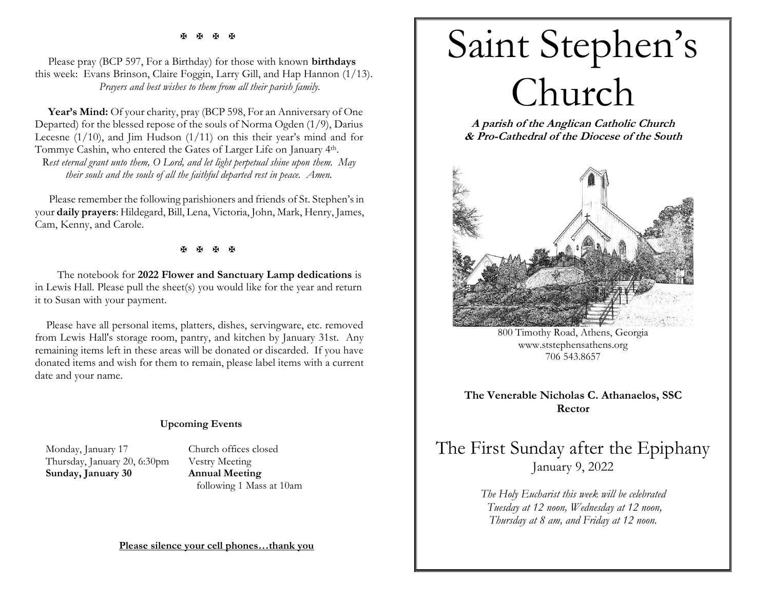✠ ✠ ✠ ✠

Please pray (BCP 597, For a Birthday) for those with known **birthdays** this week: Evans Brinson, Claire Foggin, Larry Gill, and Hap Hannon (1/13). *Prayers and best wishes to them from all their parish family.*

**Year's Mind:** Of your charity, pray (BCP 598, For an Anniversary of One Departed) for the blessed repose of the souls of Norma Ogden (1/9), Darius Lecesne (1/10), and Jim Hudson (1/11) on this their year's mind and for Tommye Cashin, who entered the Gates of Larger Life on January 4th. *Rest eternal grant unto them, O Lord, and let light perpetual shine upon them. May their souls and the souls of all the faithful departed rest in peace. Amen.*

Please remember the following parishioners and friends of St. Stephen's in your **daily prayers**: Hildegard, Bill, Lena, Victoria, John, Mark, Henry, James, Cam, Kenny, and Carole.

✠ ✠ ✠ ✠

The notebook for **2022 Flower and Sanctuary Lamp dedications** is in Lewis Hall. Please pull the sheet(s) you would like for the year and return it to Susan with your payment.

Please have all personal items, platters, dishes, servingware, etc. removed from Lewis Hall's storage room, pantry, and kitchen by January 31st. Any remaining items left in these areas will be donated or discarded. If you have donated items and wish for them to remain, please label items with a current date and your name.

**Upcoming Events**

| | |
|---|---|
| Monday, January 17 | Church offices closed |
| Thursday, January 20, 6:30pm | Vestry Meeting |
| **Sunday, January 30** | **Annual Meeting** following 1 Mass at 10am |

**Please silence your cell phones…thank you**

# Saint Stephen's Church

***A parish of the Anglican Catholic Church & Pro-Cathedral of the Diocese of the South***

800 Timothy Road, Athens, Georgia
www.ststephensathens.org
706 543.8657

**The Venerable Nicholas C. Athanaelos, SSC**
**Rector**

## The First Sunday after the Epiphany

January 9, 2022

*The Holy Eucharist this week will be celebrated Tuesday at 12 noon, Wednesday at 12 noon, Thursday at 8 am, and Friday at 12 noon.*